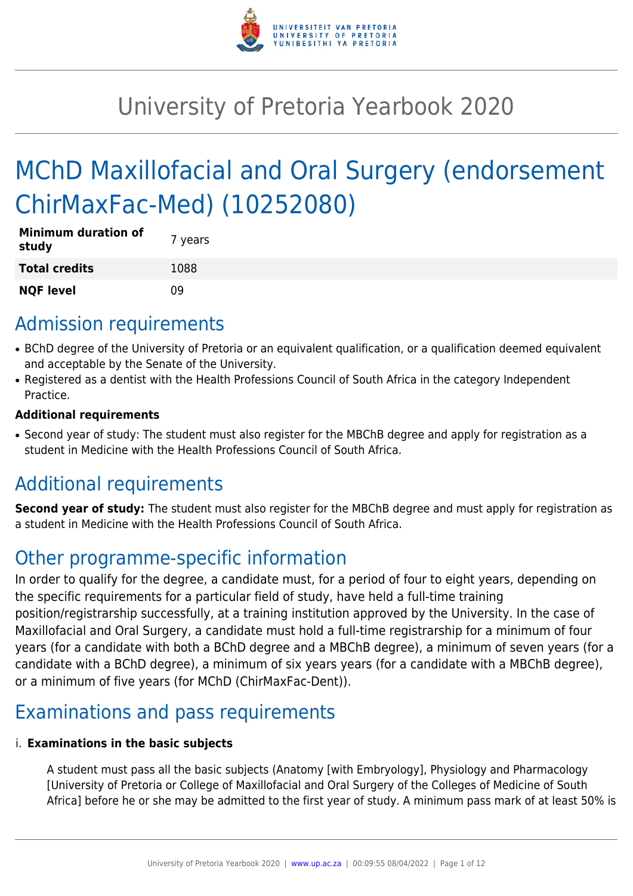# University of Pretoria Yearbook 2020

# MChD Maxillofacial and Oral Surgery (endorsement ChirMaxFac-Med) (10252080)

| | |
|---|---|
| **Minimum duration of study** | 7 years |
| **Total credits** | 1088 |
| **NQF level** | 09 |

## Admission requirements

- BChD degree of the University of Pretoria or an equivalent qualification, or a qualification deemed equivalent and acceptable by the Senate of the University.
- Registered as a dentist with the Health Professions Council of South Africa in the category Independent Practice.

**Additional requirements**

- Second year of study: The student must also register for the MBChB degree and apply for registration as a student in Medicine with the Health Professions Council of South Africa.

## Additional requirements

**Second year of study:** The student must also register for the MBChB degree and must apply for registration as a student in Medicine with the Health Professions Council of South Africa.

## Other programme-specific information

In order to qualify for the degree, a candidate must, for a period of four to eight years, depending on the specific requirements for a particular field of study, have held a full-time training position/registrarship successfully, at a training institution approved by the University. In the case of Maxillofacial and Oral Surgery, a candidate must hold a full-time registrarship for a minimum of four years (for a candidate with both a BChD degree and a MBChB degree), a minimum of seven years (for a candidate with a BChD degree), a minimum of six years years (for a candidate with a MBChB degree), or a minimum of five years (for MChD (ChirMaxFac-Dent)).

## Examinations and pass requirements

i. **Examinations in the basic subjects**

A student must pass all the basic subjects (Anatomy [with Embryology], Physiology and Pharmacology [University of Pretoria or College of Maxillofacial and Oral Surgery of the Colleges of Medicine of South Africa] before he or she may be admitted to the first year of study. A minimum pass mark of at least 50% is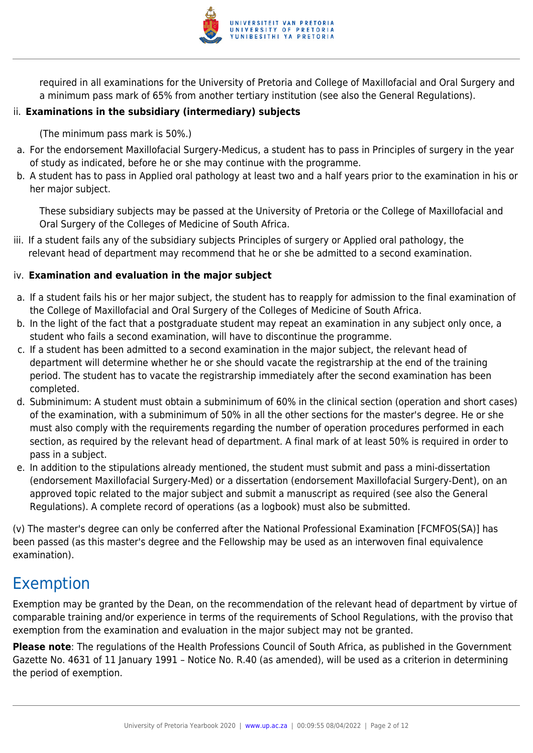required in all examinations for the University of Pretoria and College of Maxillofacial and Oral Surgery and a minimum pass mark of 65% from another tertiary institution (see also the General Regulations).

ii. **Examinations in the subsidiary (intermediary) subjects**

(The minimum pass mark is 50%.)

a. For the endorsement Maxillofacial Surgery-Medicus, a student has to pass in Principles of surgery in the year of study as indicated, before he or she may continue with the programme.
b. A student has to pass in Applied oral pathology at least two and a half years prior to the examination in his or her major subject.

These subsidiary subjects may be passed at the University of Pretoria or the College of Maxillofacial and Oral Surgery of the Colleges of Medicine of South Africa.

iii. If a student fails any of the subsidiary subjects Principles of surgery or Applied oral pathology, the relevant head of department may recommend that he or she be admitted to a second examination.

iv. **Examination and evaluation in the major subject**

a. If a student fails his or her major subject, the student has to reapply for admission to the final examination of the College of Maxillofacial and Oral Surgery of the Colleges of Medicine of South Africa.
b. In the light of the fact that a postgraduate student may repeat an examination in any subject only once, a student who fails a second examination, will have to discontinue the programme.
c. If a student has been admitted to a second examination in the major subject, the relevant head of department will determine whether he or she should vacate the registrarship at the end of the training period. The student has to vacate the registrarship immediately after the second examination has been completed.
d. Subminimum: A student must obtain a subminimum of 60% in the clinical section (operation and short cases) of the examination, with a subminimum of 50% in all the other sections for the master's degree. He or she must also comply with the requirements regarding the number of operation procedures performed in each section, as required by the relevant head of department. A final mark of at least 50% is required in order to pass in a subject.
e. In addition to the stipulations already mentioned, the student must submit and pass a mini-dissertation (endorsement Maxillofacial Surgery-Med) or a dissertation (endorsement Maxillofacial Surgery-Dent), on an approved topic related to the major subject and submit a manuscript as required (see also the General Regulations). A complete record of operations (as a logbook) must also be submitted.

(v) The master's degree can only be conferred after the National Professional Examination [FCMFOS(SA)] has been passed (as this master's degree and the Fellowship may be used as an interwoven final equivalence examination).

# Exemption

Exemption may be granted by the Dean, on the recommendation of the relevant head of department by virtue of comparable training and/or experience in terms of the requirements of School Regulations, with the proviso that exemption from the examination and evaluation in the major subject may not be granted.

**Please note**: The regulations of the Health Professions Council of South Africa, as published in the Government Gazette No. 4631 of 11 January 1991 – Notice No. R.40 (as amended), will be used as a criterion in determining the period of exemption.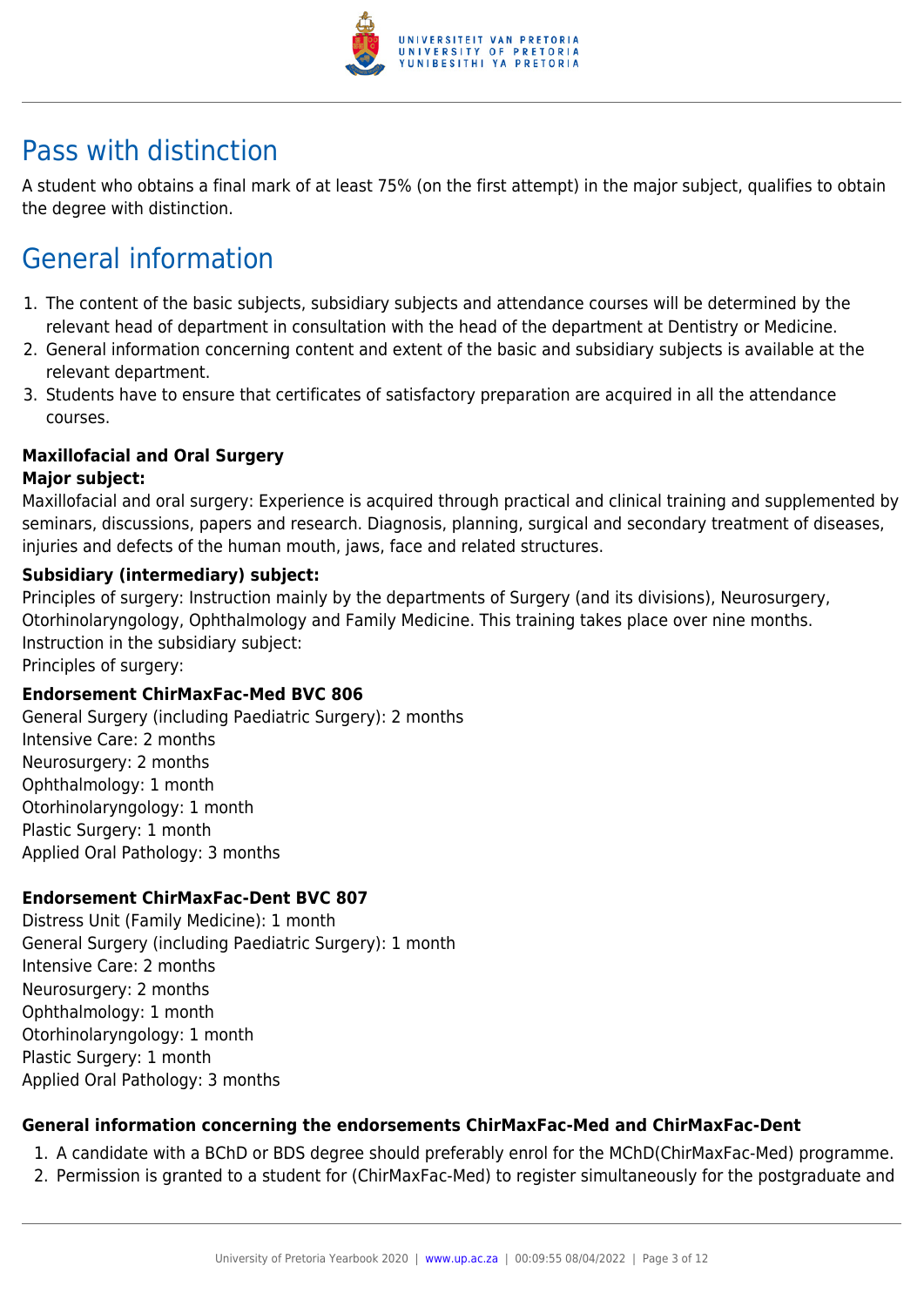## Pass with distinction

A student who obtains a final mark of at least 75% (on the first attempt) in the major subject, qualifies to obtain the degree with distinction.

## General information

1. The content of the basic subjects, subsidiary subjects and attendance courses will be determined by the relevant head of department in consultation with the head of the department at Dentistry or Medicine.
2. General information concerning content and extent of the basic and subsidiary subjects is available at the relevant department.
3. Students have to ensure that certificates of satisfactory preparation are acquired in all the attendance courses.

**Maxillofacial and Oral Surgery**

**Major subject:**

Maxillofacial and oral surgery: Experience is acquired through practical and clinical training and supplemented by seminars, discussions, papers and research. Diagnosis, planning, surgical and secondary treatment of diseases, injuries and defects of the human mouth, jaws, face and related structures.

**Subsidiary (intermediary) subject:**

Principles of surgery: Instruction mainly by the departments of Surgery (and its divisions), Neurosurgery, Otorhinolaryngology, Ophthalmology and Family Medicine. This training takes place over nine months.
Instruction in the subsidiary subject:
Principles of surgery:

**Endorsement ChirMaxFac-Med BVC 806**

General Surgery (including Paediatric Surgery): 2 months
Intensive Care: 2 months
Neurosurgery: 2 months
Ophthalmology: 1 month
Otorhinolaryngology: 1 month
Plastic Surgery: 1 month
Applied Oral Pathology: 3 months

**Endorsement ChirMaxFac-Dent BVC 807**

Distress Unit (Family Medicine): 1 month
General Surgery (including Paediatric Surgery): 1 month
Intensive Care: 2 months
Neurosurgery: 2 months
Ophthalmology: 1 month
Otorhinolaryngology: 1 month
Plastic Surgery: 1 month
Applied Oral Pathology: 3 months

**General information concerning the endorsements ChirMaxFac-Med and ChirMaxFac-Dent**

1. A candidate with a BChD or BDS degree should preferably enrol for the MChD(ChirMaxFac-Med) programme.
2. Permission is granted to a student for (ChirMaxFac-Med) to register simultaneously for the postgraduate and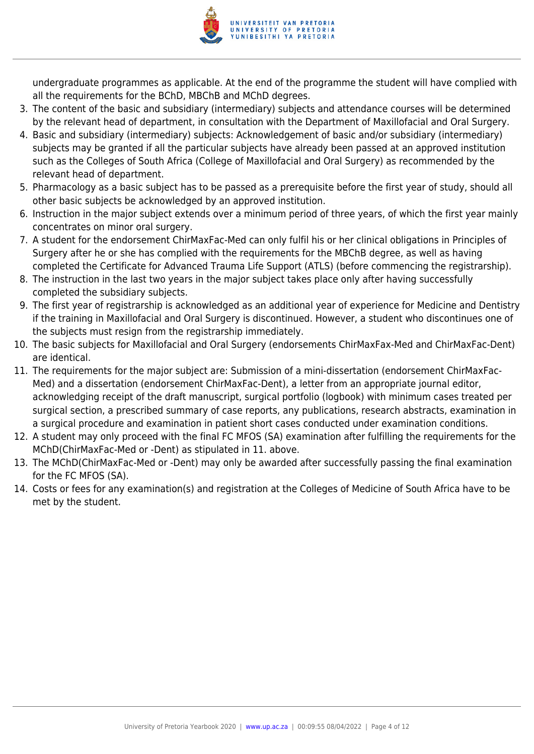undergraduate programmes as applicable. At the end of the programme the student will have complied with all the requirements for the BChD, MBChB and MChD degrees.

3. The content of the basic and subsidiary (intermediary) subjects and attendance courses will be determined by the relevant head of department, in consultation with the Department of Maxillofacial and Oral Surgery.
4. Basic and subsidiary (intermediary) subjects: Acknowledgement of basic and/or subsidiary (intermediary) subjects may be granted if all the particular subjects have already been passed at an approved institution such as the Colleges of South Africa (College of Maxillofacial and Oral Surgery) as recommended by the relevant head of department.
5. Pharmacology as a basic subject has to be passed as a prerequisite before the first year of study, should all other basic subjects be acknowledged by an approved institution.
6. Instruction in the major subject extends over a minimum period of three years, of which the first year mainly concentrates on minor oral surgery.
7. A student for the endorsement ChirMaxFac-Med can only fulfil his or her clinical obligations in Principles of Surgery after he or she has complied with the requirements for the MBChB degree, as well as having completed the Certificate for Advanced Trauma Life Support (ATLS) (before commencing the registrarship).
8. The instruction in the last two years in the major subject takes place only after having successfully completed the subsidiary subjects.
9. The first year of registrarship is acknowledged as an additional year of experience for Medicine and Dentistry if the training in Maxillofacial and Oral Surgery is discontinued. However, a student who discontinues one of the subjects must resign from the registrarship immediately.
10. The basic subjects for Maxillofacial and Oral Surgery (endorsements ChirMaxFax-Med and ChirMaxFac-Dent) are identical.
11. The requirements for the major subject are: Submission of a mini-dissertation (endorsement ChirMaxFac-Med) and a dissertation (endorsement ChirMaxFac-Dent), a letter from an appropriate journal editor, acknowledging receipt of the draft manuscript, surgical portfolio (logbook) with minimum cases treated per surgical section, a prescribed summary of case reports, any publications, research abstracts, examination in a surgical procedure and examination in patient short cases conducted under examination conditions.
12. A student may only proceed with the final FC MFOS (SA) examination after fulfilling the requirements for the MChD(ChirMaxFac-Med or -Dent) as stipulated in 11. above.
13. The MChD(ChirMaxFac-Med or -Dent) may only be awarded after successfully passing the final examination for the FC MFOS (SA).
14. Costs or fees for any examination(s) and registration at the Colleges of Medicine of South Africa have to be met by the student.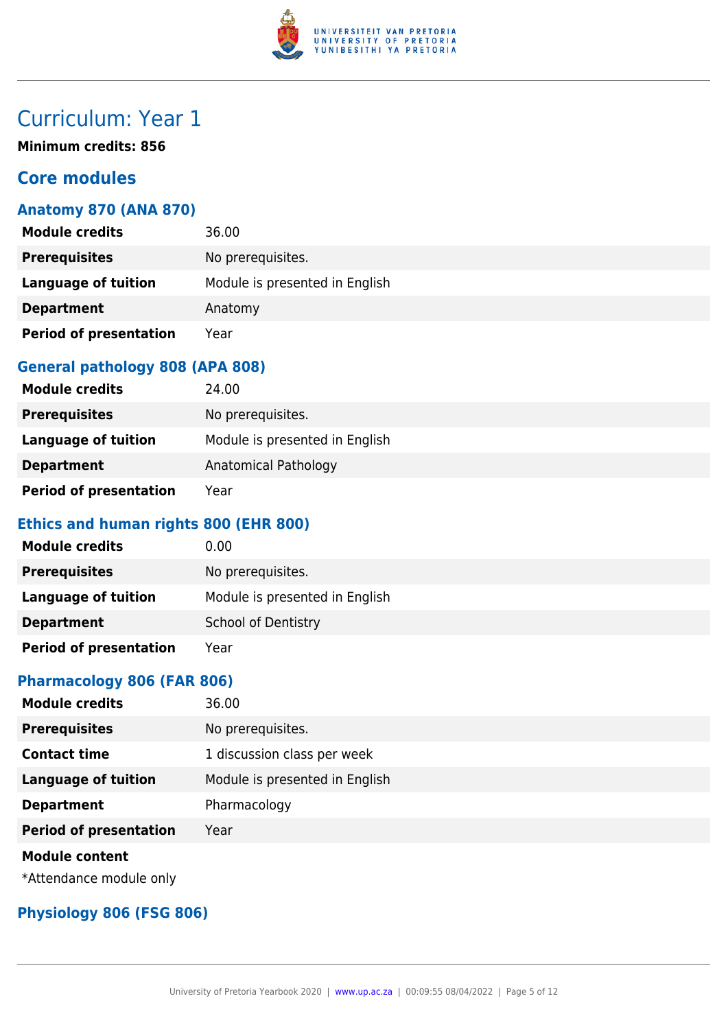# Curriculum: Year 1

**Minimum credits: 856**

## Core modules

### Anatomy 870 (ANA 870)

| | |
|---|---|
| **Module credits** | 36.00 |
| **Prerequisites** | No prerequisites. |
| **Language of tuition** | Module is presented in English |
| **Department** | Anatomy |
| **Period of presentation** | Year |

### General pathology 808 (APA 808)

| | |
|---|---|
| **Module credits** | 24.00 |
| **Prerequisites** | No prerequisites. |
| **Language of tuition** | Module is presented in English |
| **Department** | Anatomical Pathology |
| **Period of presentation** | Year |

### Ethics and human rights 800 (EHR 800)

| | |
|---|---|
| **Module credits** | 0.00 |
| **Prerequisites** | No prerequisites. |
| **Language of tuition** | Module is presented in English |
| **Department** | School of Dentistry |
| **Period of presentation** | Year |

### Pharmacology 806 (FAR 806)

| | |
|---|---|
| **Module credits** | 36.00 |
| **Prerequisites** | No prerequisites. |
| **Contact time** | 1 discussion class per week |
| **Language of tuition** | Module is presented in English |
| **Department** | Pharmacology |
| **Period of presentation** | Year |

**Module content**

*Attendance module only

### Physiology 806 (FSG 806)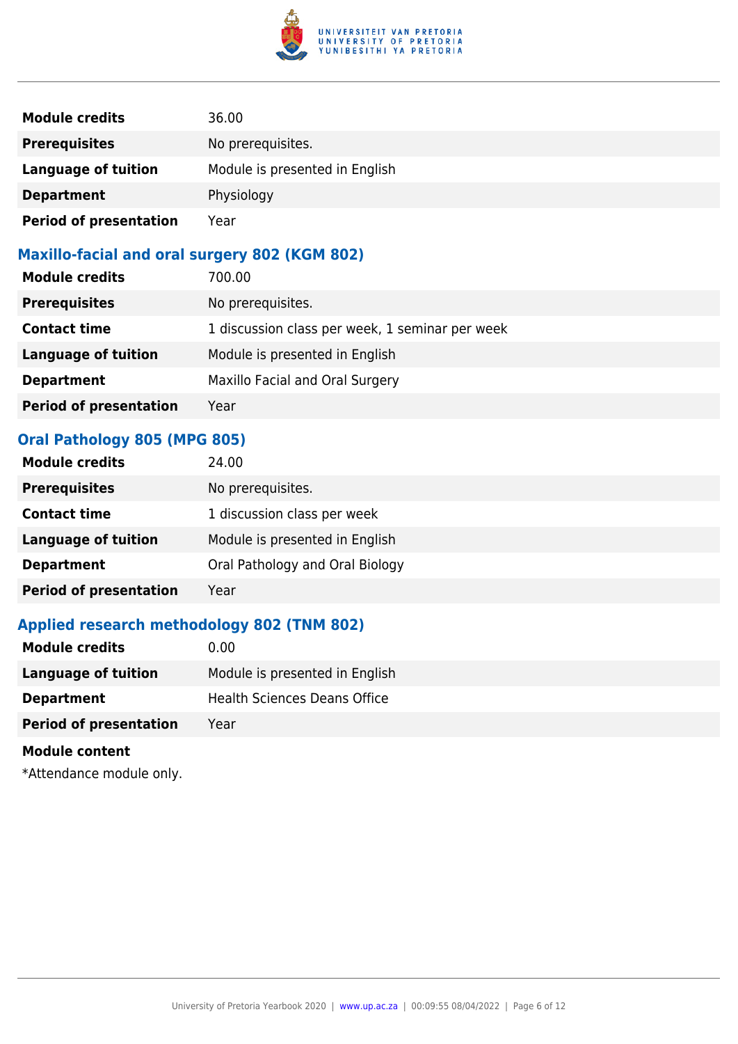| | |
|---|---|
| **Module credits** | 36.00 |
| **Prerequisites** | No prerequisites. |
| **Language of tuition** | Module is presented in English |
| **Department** | Physiology |
| **Period of presentation** | Year |

### Maxillo-facial and oral surgery 802 (KGM 802)

| | |
|---|---|
| **Module credits** | 700.00 |
| **Prerequisites** | No prerequisites. |
| **Contact time** | 1 discussion class per week, 1 seminar per week |
| **Language of tuition** | Module is presented in English |
| **Department** | Maxillo Facial and Oral Surgery |
| **Period of presentation** | Year |

### Oral Pathology 805 (MPG 805)

| | |
|---|---|
| **Module credits** | 24.00 |
| **Prerequisites** | No prerequisites. |
| **Contact time** | 1 discussion class per week |
| **Language of tuition** | Module is presented in English |
| **Department** | Oral Pathology and Oral Biology |
| **Period of presentation** | Year |

### Applied research methodology 802 (TNM 802)

| | |
|---|---|
| **Module credits** | 0.00 |
| **Language of tuition** | Module is presented in English |
| **Department** | Health Sciences Deans Office |
| **Period of presentation** | Year |

**Module content**

*Attendance module only.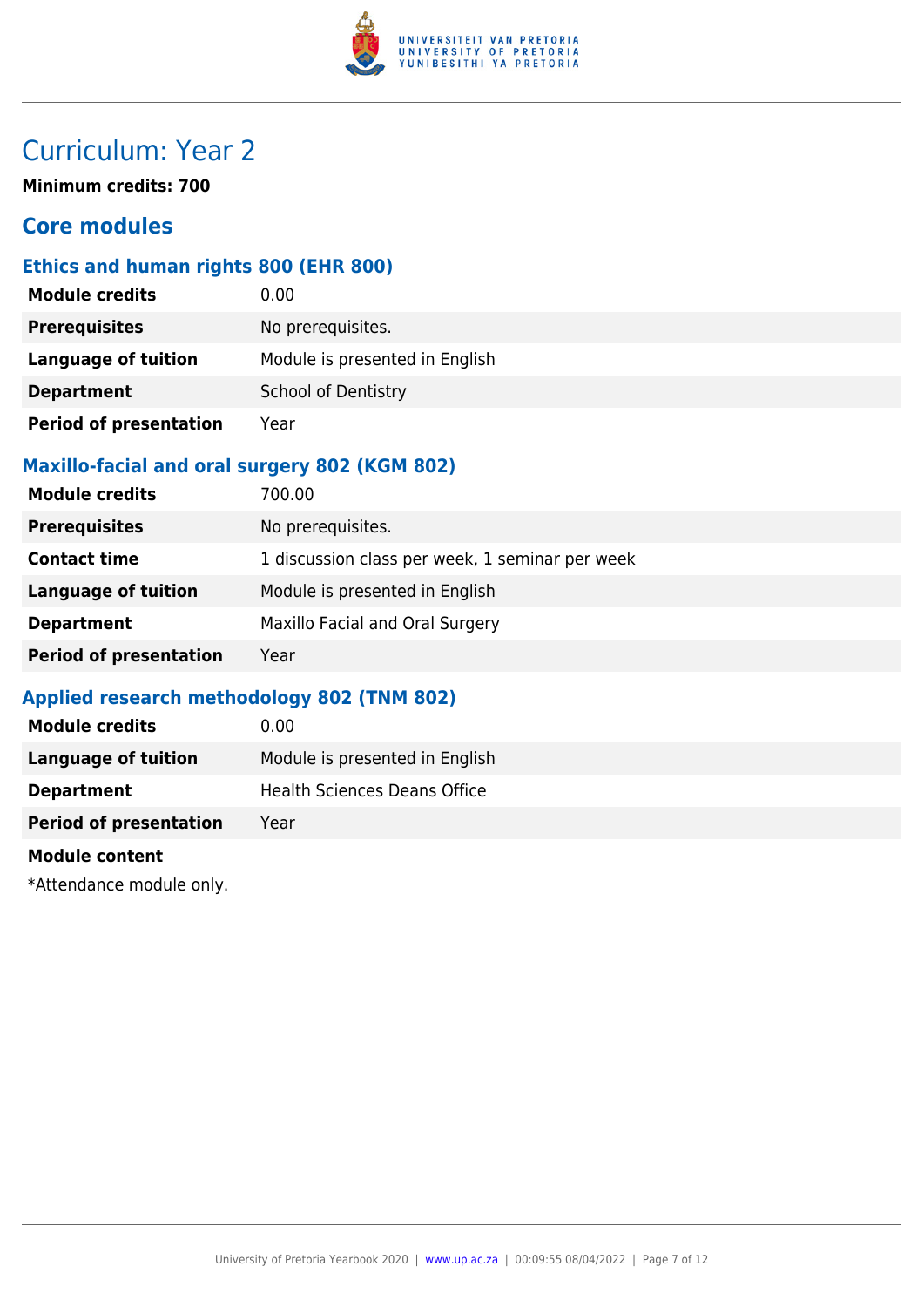# Curriculum: Year 2

**Minimum credits: 700**

## Core modules

### Ethics and human rights 800 (EHR 800)

| | |
|---|---|
| **Module credits** | 0.00 |
| **Prerequisites** | No prerequisites. |
| **Language of tuition** | Module is presented in English |
| **Department** | School of Dentistry |
| **Period of presentation** | Year |

### Maxillo-facial and oral surgery 802 (KGM 802)

| | |
|---|---|
| **Module credits** | 700.00 |
| **Prerequisites** | No prerequisites. |
| **Contact time** | 1 discussion class per week, 1 seminar per week |
| **Language of tuition** | Module is presented in English |
| **Department** | Maxillo Facial and Oral Surgery |
| **Period of presentation** | Year |

### Applied research methodology 802 (TNM 802)

| | |
|---|---|
| **Module credits** | 0.00 |
| **Language of tuition** | Module is presented in English |
| **Department** | Health Sciences Deans Office |
| **Period of presentation** | Year |

**Module content**

*Attendance module only.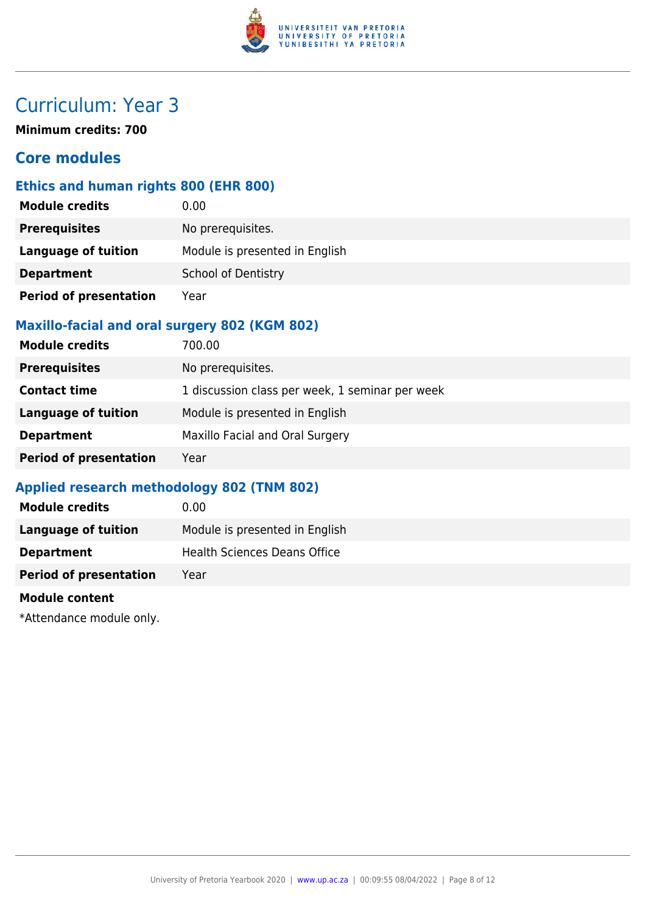# Curriculum: Year 3

**Minimum credits: 700**

## Core modules

### Ethics and human rights 800 (EHR 800)

| | |
|---|---|
| **Module credits** | 0.00 |
| **Prerequisites** | No prerequisites. |
| **Language of tuition** | Module is presented in English |
| **Department** | School of Dentistry |
| **Period of presentation** | Year |

### Maxillo-facial and oral surgery 802 (KGM 802)

| | |
|---|---|
| **Module credits** | 700.00 |
| **Prerequisites** | No prerequisites. |
| **Contact time** | 1 discussion class per week, 1 seminar per week |
| **Language of tuition** | Module is presented in English |
| **Department** | Maxillo Facial and Oral Surgery |
| **Period of presentation** | Year |

### Applied research methodology 802 (TNM 802)

| | |
|---|---|
| **Module credits** | 0.00 |
| **Language of tuition** | Module is presented in English |
| **Department** | Health Sciences Deans Office |
| **Period of presentation** | Year |

**Module content**

*Attendance module only.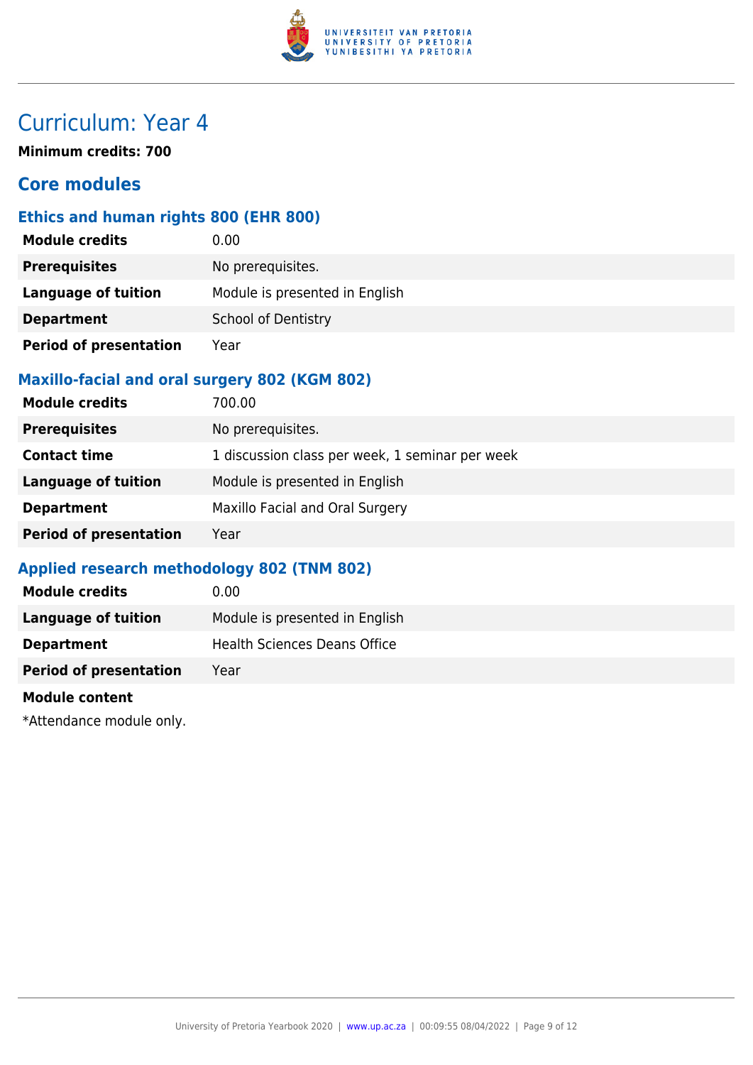# Curriculum: Year 4

**Minimum credits: 700**

## Core modules

### Ethics and human rights 800 (EHR 800)

| | |
|---|---|
| **Module credits** | 0.00 |
| **Prerequisites** | No prerequisites. |
| **Language of tuition** | Module is presented in English |
| **Department** | School of Dentistry |
| **Period of presentation** | Year |

### Maxillo-facial and oral surgery 802 (KGM 802)

| | |
|---|---|
| **Module credits** | 700.00 |
| **Prerequisites** | No prerequisites. |
| **Contact time** | 1 discussion class per week, 1 seminar per week |
| **Language of tuition** | Module is presented in English |
| **Department** | Maxillo Facial and Oral Surgery |
| **Period of presentation** | Year |

### Applied research methodology 802 (TNM 802)

| | |
|---|---|
| **Module credits** | 0.00 |
| **Language of tuition** | Module is presented in English |
| **Department** | Health Sciences Deans Office |
| **Period of presentation** | Year |

**Module content**

*Attendance module only.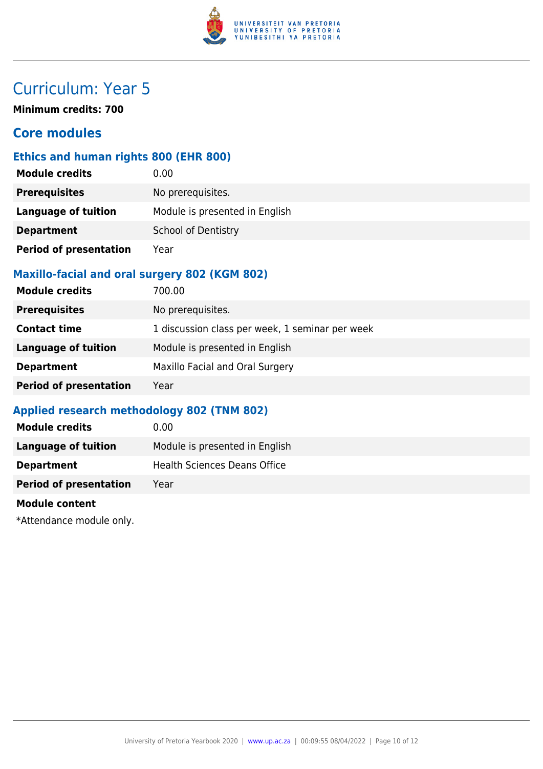# Curriculum: Year 5

**Minimum credits: 700**

## Core modules

### Ethics and human rights 800 (EHR 800)

| | |
|---|---|
| **Module credits** | 0.00 |
| **Prerequisites** | No prerequisites. |
| **Language of tuition** | Module is presented in English |
| **Department** | School of Dentistry |
| **Period of presentation** | Year |

### Maxillo-facial and oral surgery 802 (KGM 802)

| | |
|---|---|
| **Module credits** | 700.00 |
| **Prerequisites** | No prerequisites. |
| **Contact time** | 1 discussion class per week, 1 seminar per week |
| **Language of tuition** | Module is presented in English |
| **Department** | Maxillo Facial and Oral Surgery |
| **Period of presentation** | Year |

### Applied research methodology 802 (TNM 802)

| | |
|---|---|
| **Module credits** | 0.00 |
| **Language of tuition** | Module is presented in English |
| **Department** | Health Sciences Deans Office |
| **Period of presentation** | Year |

**Module content**

*Attendance module only.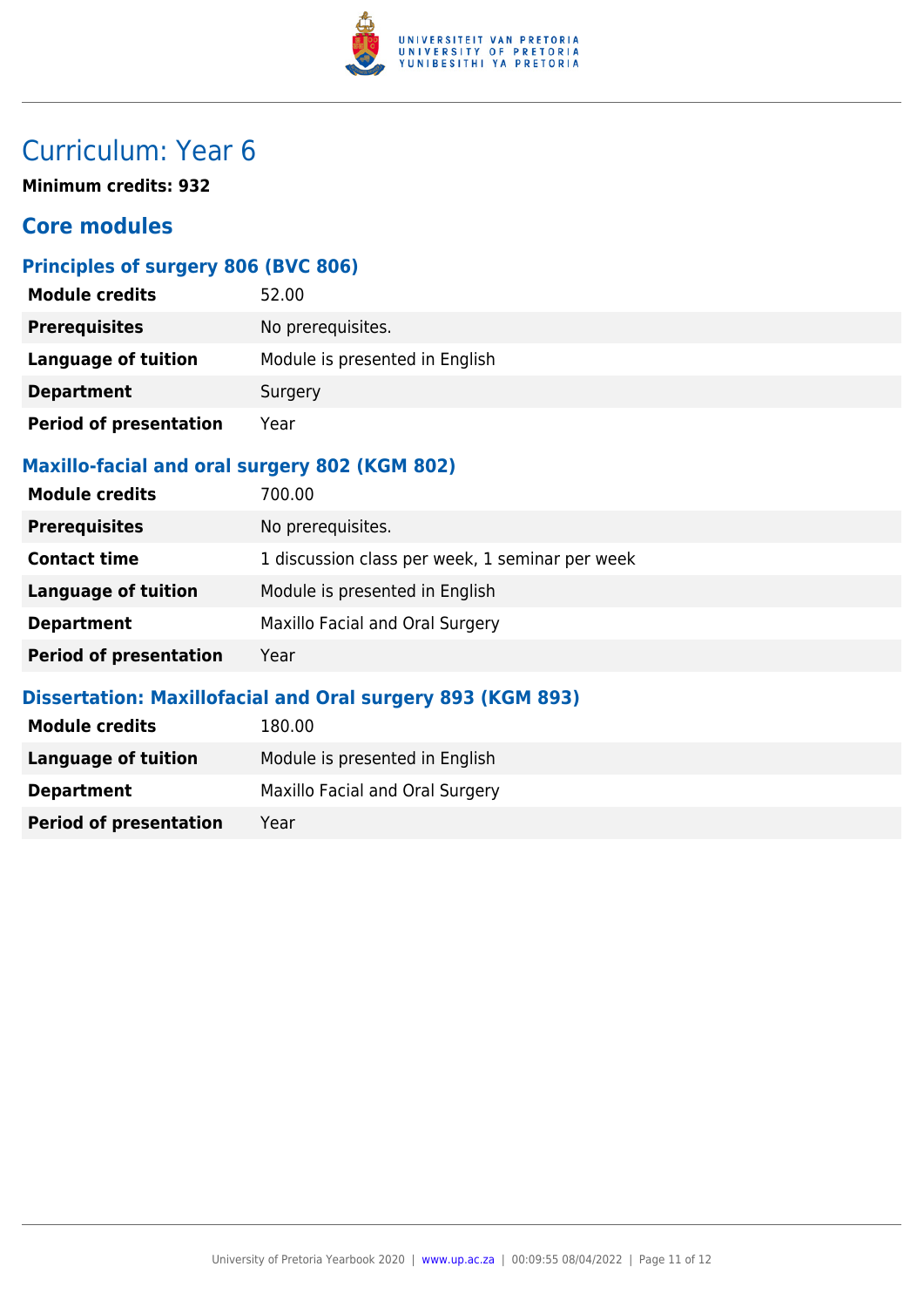# Curriculum: Year 6

**Minimum credits: 932**

## Core modules

### Principles of surgery 806 (BVC 806)

| | |
|---|---|
| **Module credits** | 52.00 |
| **Prerequisites** | No prerequisites. |
| **Language of tuition** | Module is presented in English |
| **Department** | Surgery |
| **Period of presentation** | Year |

### Maxillo-facial and oral surgery 802 (KGM 802)

| | |
|---|---|
| **Module credits** | 700.00 |
| **Prerequisites** | No prerequisites. |
| **Contact time** | 1 discussion class per week, 1 seminar per week |
| **Language of tuition** | Module is presented in English |
| **Department** | Maxillo Facial and Oral Surgery |
| **Period of presentation** | Year |

### Dissertation: Maxillofacial and Oral surgery 893 (KGM 893)

| | |
|---|---|
| **Module credits** | 180.00 |
| **Language of tuition** | Module is presented in English |
| **Department** | Maxillo Facial and Oral Surgery |
| **Period of presentation** | Year |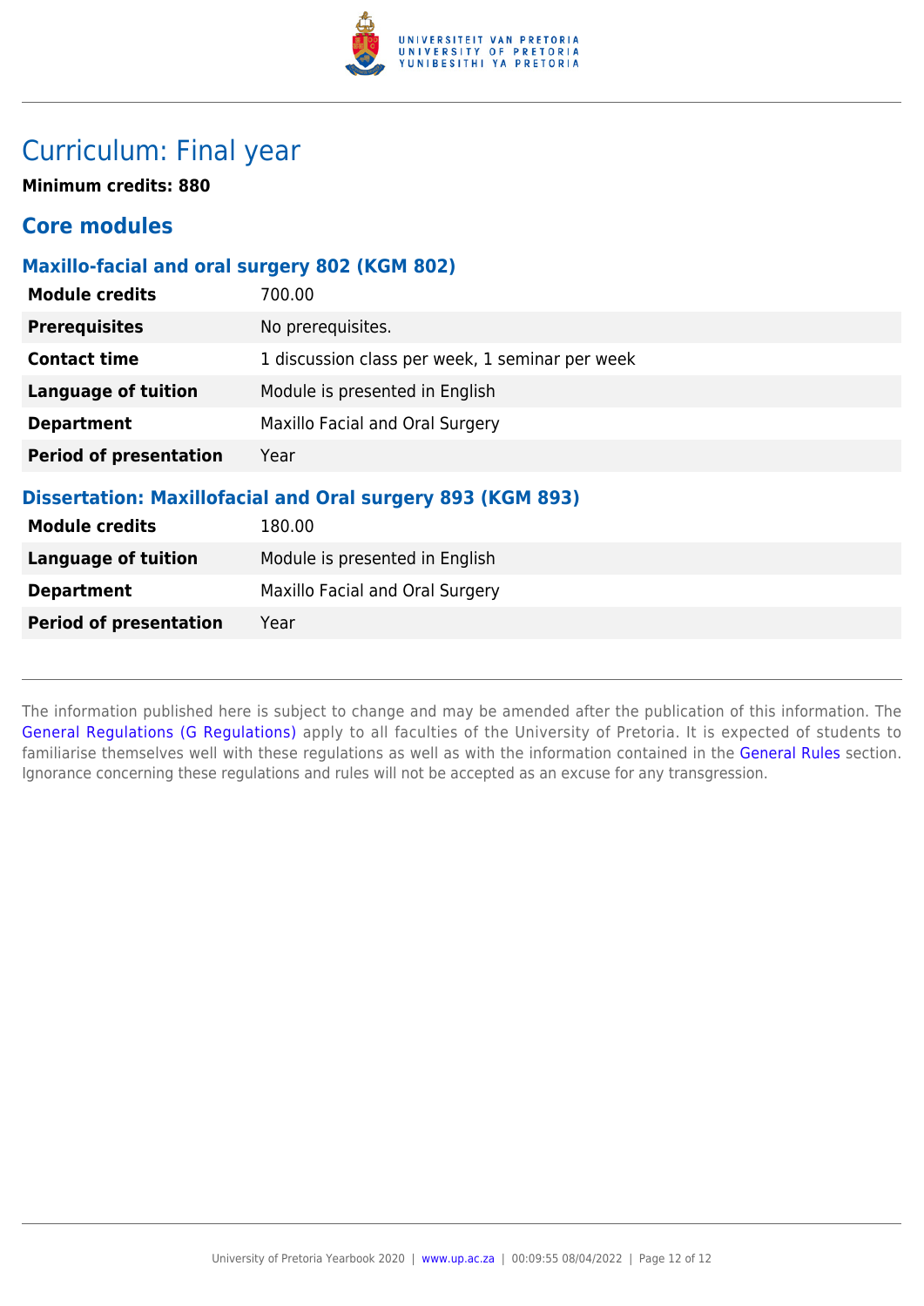# Curriculum: Final year

**Minimum credits: 880**

## Core modules

### Maxillo-facial and oral surgery 802 (KGM 802)

| | |
|---|---|
| **Module credits** | 700.00 |
| **Prerequisites** | No prerequisites. |
| **Contact time** | 1 discussion class per week, 1 seminar per week |
| **Language of tuition** | Module is presented in English |
| **Department** | Maxillo Facial and Oral Surgery |
| **Period of presentation** | Year |

### Dissertation: Maxillofacial and Oral surgery 893 (KGM 893)

| | |
|---|---|
| **Module credits** | 180.00 |
| **Language of tuition** | Module is presented in English |
| **Department** | Maxillo Facial and Oral Surgery |
| **Period of presentation** | Year |

The information published here is subject to change and may be amended after the publication of this information. The General Regulations (G Regulations) apply to all faculties of the University of Pretoria. It is expected of students to familiarise themselves well with these regulations as well as with the information contained in the General Rules section. Ignorance concerning these regulations and rules will not be accepted as an excuse for any transgression.